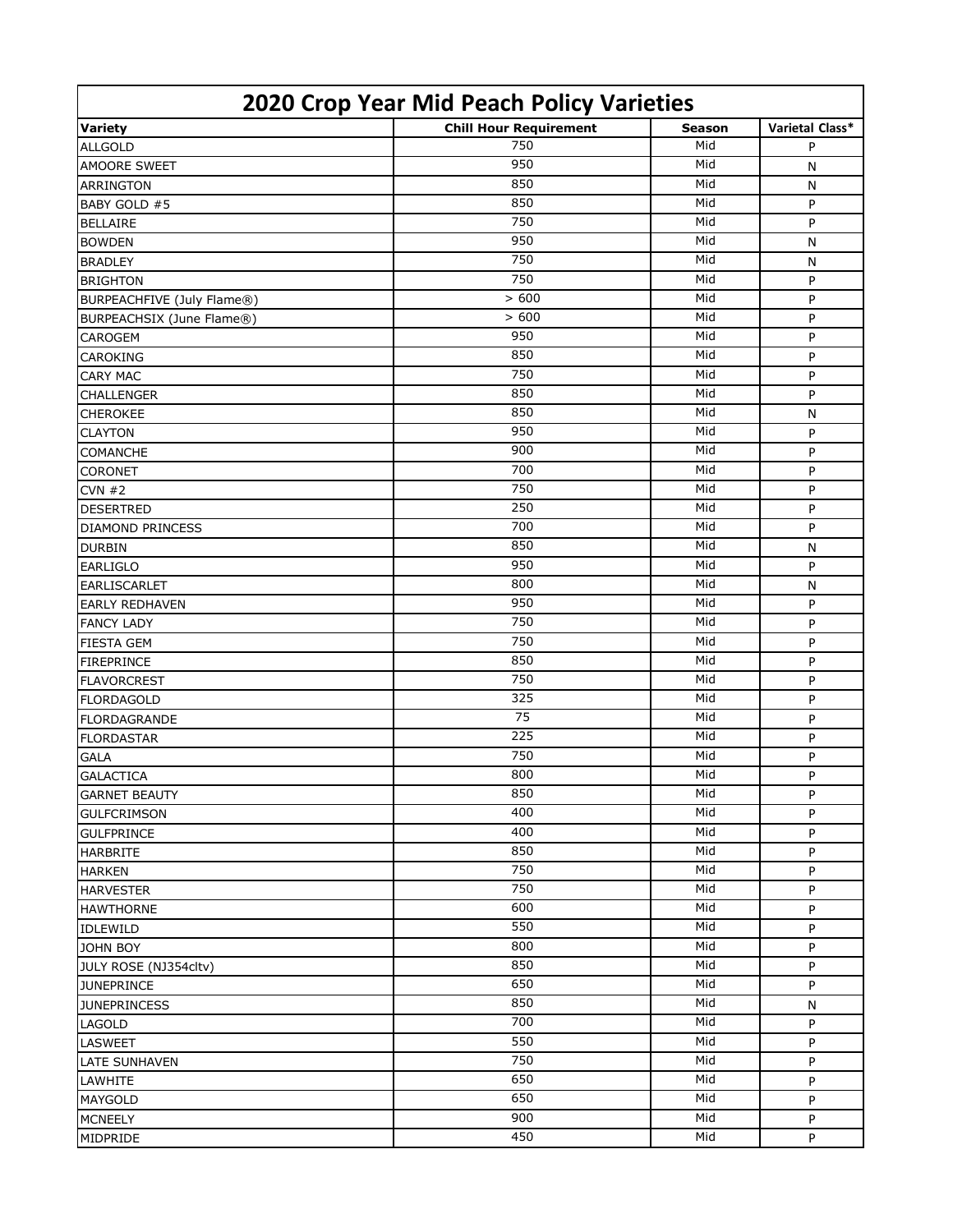# 2020 Crop Year Mid Peach Policy Varieties

| Variety | Chill Hour Requirement | Season | Varietal Class* |
|---|---|---|---|
| ALLGOLD | 750 | Mid | P |
| AMOORE SWEET | 950 | Mid | N |
| ARRINGTON | 850 | Mid | N |
| BABY GOLD #5 | 850 | Mid | P |
| BELLAIRE | 750 | Mid | P |
| BOWDEN | 950 | Mid | N |
| BRADLEY | 750 | Mid | N |
| BRIGHTON | 750 | Mid | P |
| BURPEACHFIVE (July Flame®) | > 600 | Mid | P |
| BURPEACHSIX (June Flame®) | > 600 | Mid | P |
| CAROGEM | 950 | Mid | P |
| CAROKING | 850 | Mid | P |
| CARY MAC | 750 | Mid | P |
| CHALLENGER | 850 | Mid | P |
| CHEROKEE | 850 | Mid | N |
| CLAYTON | 950 | Mid | P |
| COMANCHE | 900 | Mid | P |
| CORONET | 700 | Mid | P |
| CVN #2 | 750 | Mid | P |
| DESERTRED | 250 | Mid | P |
| DIAMOND PRINCESS | 700 | Mid | P |
| DURBIN | 850 | Mid | N |
| EARLIGLO | 950 | Mid | P |
| EARLISCARLET | 800 | Mid | N |
| EARLY REDHAVEN | 950 | Mid | P |
| FANCY LADY | 750 | Mid | P |
| FIESTA GEM | 750 | Mid | P |
| FIREPRINCE | 850 | Mid | P |
| FLAVORCREST | 750 | Mid | P |
| FLORDAGOLD | 325 | Mid | P |
| FLORDAGRANDE | 75 | Mid | P |
| FLORDASTAR | 225 | Mid | P |
| GALA | 750 | Mid | P |
| GALACTICA | 800 | Mid | P |
| GARNET BEAUTY | 850 | Mid | P |
| GULFCRIMSON | 400 | Mid | P |
| GULFPRINCE | 400 | Mid | P |
| HARBRITE | 850 | Mid | P |
| HARKEN | 750 | Mid | P |
| HARVESTER | 750 | Mid | P |
| HAWTHORNE | 600 | Mid | P |
| IDLEWILD | 550 | Mid | P |
| JOHN BOY | 800 | Mid | P |
| JULY ROSE (NJ354cltv) | 850 | Mid | P |
| JUNEPRINCE | 650 | Mid | P |
| JUNEPRINCESS | 850 | Mid | N |
| LAGOLD | 700 | Mid | P |
| LASWEET | 550 | Mid | P |
| LATE SUNHAVEN | 750 | Mid | P |
| LAWHITE | 650 | Mid | P |
| MAYGOLD | 650 | Mid | P |
| MCNEELY | 900 | Mid | P |
| MIDPRIDE | 450 | Mid | P |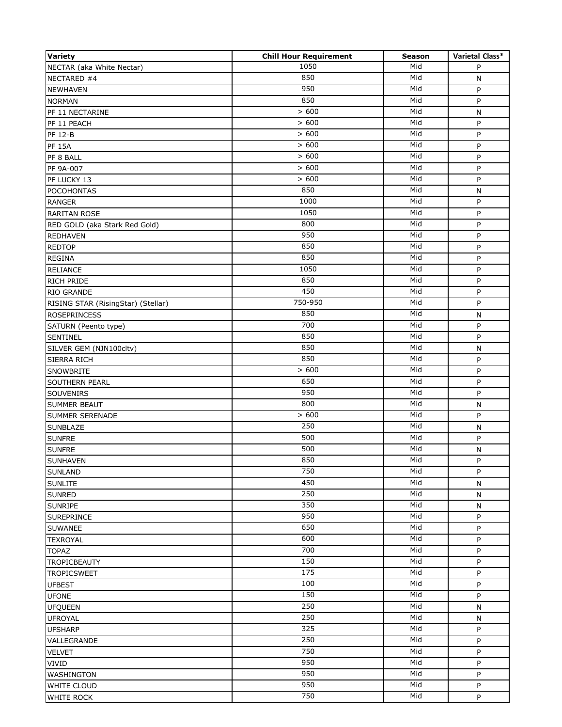| Variety | Chill Hour Requirement | Season | Varietal Class* |
| --- | --- | --- | --- |
| NECTAR (aka White Nectar) | 1050 | Mid | P |
| NECTARED #4 | 850 | Mid | N |
| NEWHAVEN | 950 | Mid | P |
| NORMAN | 850 | Mid | P |
| PF 11 NECTARINE | > 600 | Mid | N |
| PF 11 PEACH | > 600 | Mid | P |
| PF 12-B | > 600 | Mid | P |
| PF 15A | > 600 | Mid | P |
| PF 8 BALL | > 600 | Mid | P |
| PF 9A-007 | > 600 | Mid | P |
| PF LUCKY 13 | > 600 | Mid | P |
| POCOHONTAS | 850 | Mid | N |
| RANGER | 1000 | Mid | P |
| RARITAN ROSE | 1050 | Mid | P |
| RED GOLD (aka Stark Red Gold) | 800 | Mid | P |
| REDHAVEN | 950 | Mid | P |
| REDTOP | 850 | Mid | P |
| REGINA | 850 | Mid | P |
| RELIANCE | 1050 | Mid | P |
| RICH PRIDE | 850 | Mid | P |
| RIO GRANDE | 450 | Mid | P |
| RISING STAR (RisingStar) (Stellar) | 750-950 | Mid | P |
| ROSEPRINCESS | 850 | Mid | N |
| SATURN (Peento type) | 700 | Mid | P |
| SENTINEL | 850 | Mid | P |
| SILVER GEM (NJN100cltv) | 850 | Mid | N |
| SIERRA RICH | 850 | Mid | P |
| SNOWBRITE | > 600 | Mid | P |
| SOUTHERN PEARL | 650 | Mid | P |
| SOUVENIRS | 950 | Mid | P |
| SUMMER BEAUT | 800 | Mid | N |
| SUMMER SERENADE | > 600 | Mid | P |
| SUNBLAZE | 250 | Mid | N |
| SUNFRE | 500 | Mid | P |
| SUNFRE | 500 | Mid | N |
| SUNHAVEN | 850 | Mid | P |
| SUNLAND | 750 | Mid | P |
| SUNLITE | 450 | Mid | N |
| SUNRED | 250 | Mid | N |
| SUNRIPE | 350 | Mid | N |
| SUREPRINCE | 950 | Mid | P |
| SUWANEE | 650 | Mid | P |
| TEXROYAL | 600 | Mid | P |
| TOPAZ | 700 | Mid | P |
| TROPICBEAUTY | 150 | Mid | P |
| TROPICSWEET | 175 | Mid | P |
| UFBEST | 100 | Mid | P |
| UFONE | 150 | Mid | P |
| UFQUEEN | 250 | Mid | N |
| UFROYAL | 250 | Mid | N |
| UFSHARP | 325 | Mid | P |
| VALLEGRANDE | 250 | Mid | P |
| VELVET | 750 | Mid | P |
| VIVID | 950 | Mid | P |
| WASHINGTON | 950 | Mid | P |
| WHITE CLOUD | 950 | Mid | P |
| WHITE ROCK | 750 | Mid | P |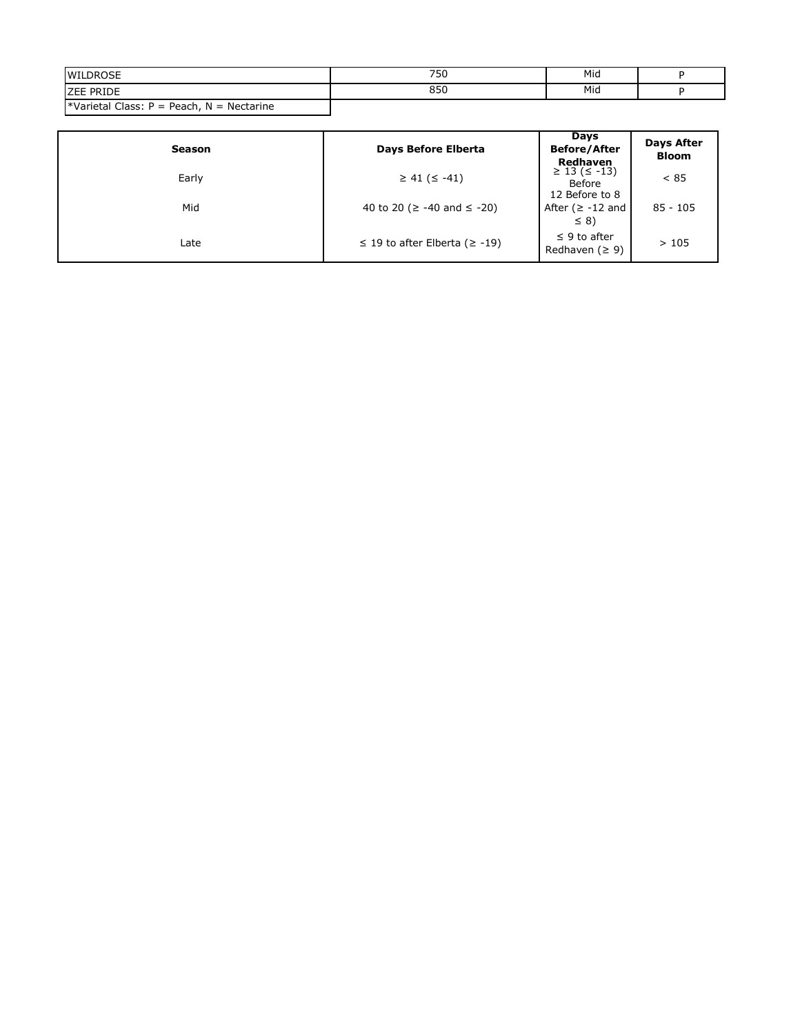| | | | |
|---|---|---|---|
| WILDROSE | 750 | Mid | P |
| ZEE PRIDE | 850 | Mid | P |

*Varietal Class: P = Peach, N = Nectarine

| Season | Days Before Elberta | Days Before/After Redhaven | Days After Bloom |
|---|---|---|---|
| Early | ≥ 41 (≤ -41) | ≥ 13 (≤ -13) Before | < 85 |
| Mid | 40 to 20 (≥ -40 and ≤ -20) | 12 Before to 8 After (≥ -12 and ≤ 8) | 85 - 105 |
| Late | ≤ 19 to after Elberta (≥ -19) | ≤ 9 to after Redhaven (≥ 9) | > 105 |